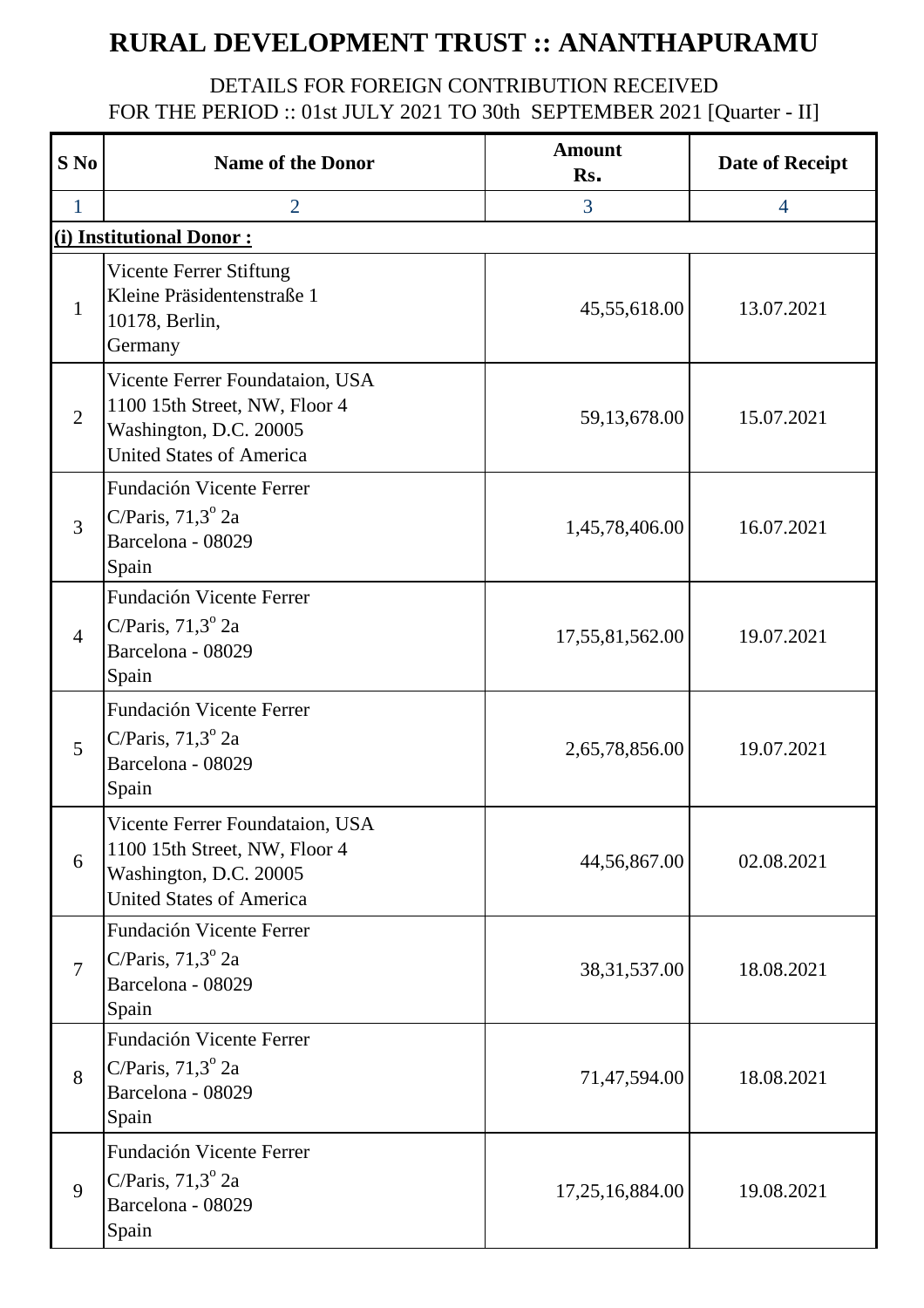# RURAL DEVELOPMENT TRUST :: ANANTHAPURAMU

DETAILS FOR FOREIGN CONTRIBUTION RECEIVED
FOR THE PERIOD :: 01st JULY 2021 TO 30th SEPTEMBER 2021 [Quarter - II]

| S No | Name of the Donor | Amount Rs. | Date of Receipt |
|---|---|---|---|
| 1 | 2 | 3 | 4 |
| **(i) Institutional Donor :** | | | |
| 1 | Vicente Ferrer Stiftung<br>Kleine Präsidentenstraße 1<br>10178, Berlin,<br>Germany | 45,55,618.00 | 13.07.2021 |
| 2 | Vicente Ferrer Foundataion, USA<br>1100 15th Street, NW, Floor 4<br>Washington, D.C. 20005<br>United States of America | 59,13,678.00 | 15.07.2021 |
| 3 | Fundación Vicente Ferrer<br>C/Paris, 71,3º 2a<br>Barcelona - 08029<br>Spain | 1,45,78,406.00 | 16.07.2021 |
| 4 | Fundación Vicente Ferrer<br>C/Paris, 71,3º 2a<br>Barcelona - 08029<br>Spain | 17,55,81,562.00 | 19.07.2021 |
| 5 | Fundación Vicente Ferrer<br>C/Paris, 71,3º 2a<br>Barcelona - 08029<br>Spain | 2,65,78,856.00 | 19.07.2021 |
| 6 | Vicente Ferrer Foundataion, USA<br>1100 15th Street, NW, Floor 4<br>Washington, D.C. 20005<br>United States of America | 44,56,867.00 | 02.08.2021 |
| 7 | Fundación Vicente Ferrer<br>C/Paris, 71,3º 2a<br>Barcelona - 08029<br>Spain | 38,31,537.00 | 18.08.2021 |
| 8 | Fundación Vicente Ferrer<br>C/Paris, 71,3º 2a<br>Barcelona - 08029<br>Spain | 71,47,594.00 | 18.08.2021 |
| 9 | Fundación Vicente Ferrer<br>C/Paris, 71,3º 2a<br>Barcelona - 08029<br>Spain | 17,25,16,884.00 | 19.08.2021 |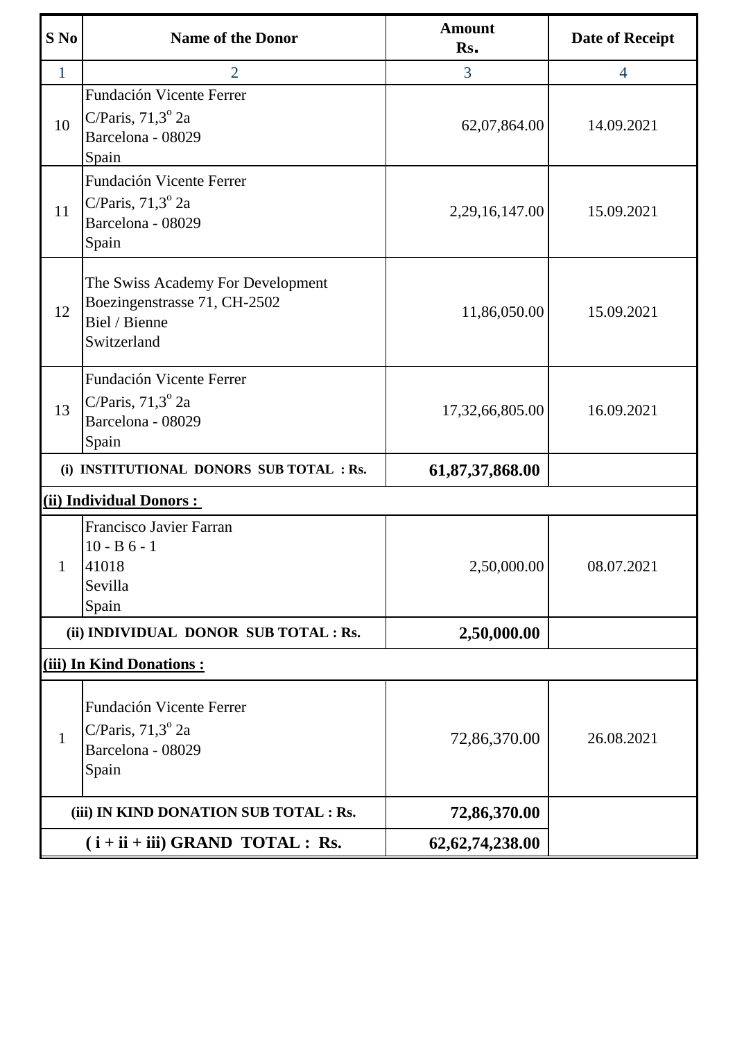| S No | Name of the Donor | Amount Rs. | Date of Receipt |
|---|---|---|---|
| 1 | 2 | 3 | 4 |
| 10 | Fundación Vicente Ferrer<br>C/Paris, 71,3º 2a<br>Barcelona - 08029<br>Spain | 62,07,864.00 | 14.09.2021 |
| 11 | Fundación Vicente Ferrer<br>C/Paris, 71,3º 2a<br>Barcelona - 08029<br>Spain | 2,29,16,147.00 | 15.09.2021 |
| 12 | The Swiss Academy For Development<br>Boezingenstrasse 71, CH-2502<br>Biel / Bienne<br>Switzerland | 11,86,050.00 | 15.09.2021 |
| 13 | Fundación Vicente Ferrer<br>C/Paris, 71,3º 2a<br>Barcelona - 08029<br>Spain | 17,32,66,805.00 | 16.09.2021 |
| **(i) INSTITUTIONAL DONORS SUB TOTAL : Rs.** | | **61,87,37,868.00** | |
| **(ii) Individual Donors :** | | | |
| 1 | Francisco Javier Farran<br>10 - B 6 - 1<br>41018<br>Sevilla<br>Spain | 2,50,000.00 | 08.07.2021 |
| **(ii) INDIVIDUAL DONOR SUB TOTAL : Rs.** | | **2,50,000.00** | |
| **(iii) In Kind Donations :** | | | |
| 1 | Fundación Vicente Ferrer<br>C/Paris, 71,3º 2a<br>Barcelona - 08029<br>Spain | 72,86,370.00 | 26.08.2021 |
| **(iii) IN KIND DONATION SUB TOTAL : Rs.** | | **72,86,370.00** | |
| **( i + ii + iii) GRAND TOTAL : Rs.** | | **62,62,74,238.00** | |